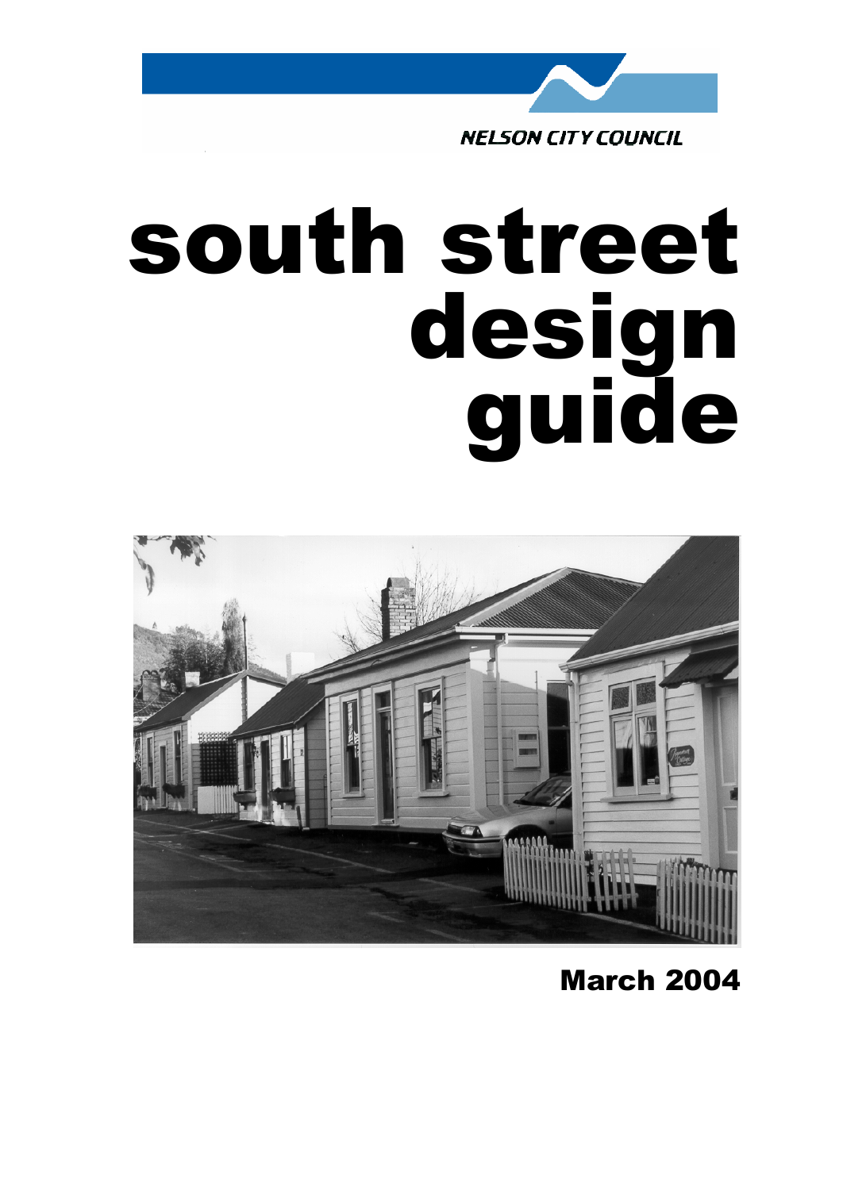NELSON CITY COUNCIL

# south street design guide

**March 2004**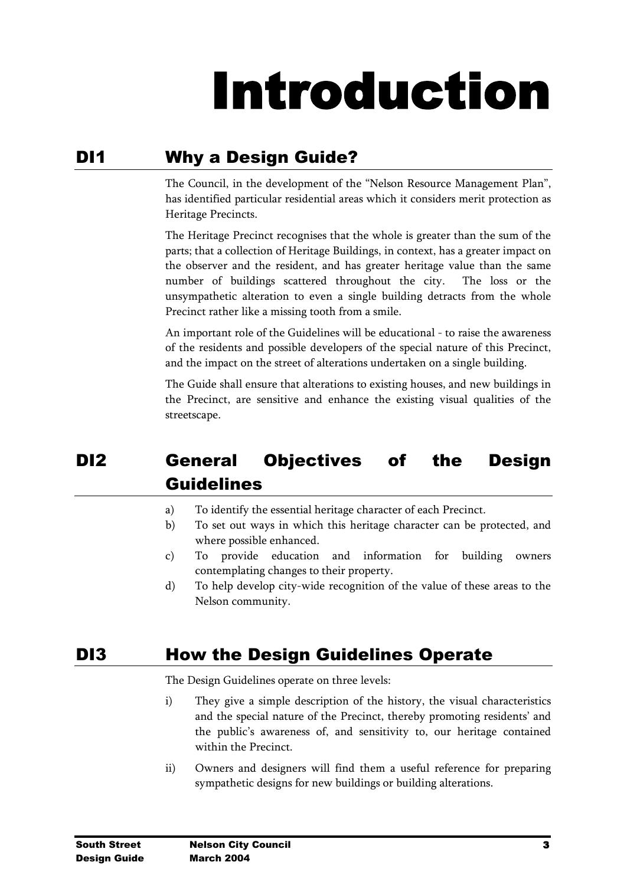# Introduction

## DI1 Why a Design Guide?

The Council, in the development of the "Nelson Resource Management Plan", has identified particular residential areas which it considers merit protection as Heritage Precincts.

The Heritage Precinct recognises that the whole is greater than the sum of the parts; that a collection of Heritage Buildings, in context, has a greater impact on the observer and the resident, and has greater heritage value than the same number of buildings scattered throughout the city. The loss or the unsympathetic alteration to even a single building detracts from the whole Precinct rather like a missing tooth from a smile.

An important role of the Guidelines will be educational - to raise the awareness of the residents and possible developers of the special nature of this Precinct, and the impact on the street of alterations undertaken on a single building.

The Guide shall ensure that alterations to existing houses, and new buildings in the Precinct, are sensitive and enhance the existing visual qualities of the streetscape.

## DI2 General Objectives of the Design Guidelines

a) To identify the essential heritage character of each Precinct.
b) To set out ways in which this heritage character can be protected, and where possible enhanced.
c) To provide education and information for building owners contemplating changes to their property.
d) To help develop city-wide recognition of the value of these areas to the Nelson community.

## DI3 How the Design Guidelines Operate

The Design Guidelines operate on three levels:

i) They give a simple description of the history, the visual characteristics and the special nature of the Precinct, thereby promoting residents' and the public's awareness of, and sensitivity to, our heritage contained within the Precinct.

ii) Owners and designers will find them a useful reference for preparing sympathetic designs for new buildings or building alterations.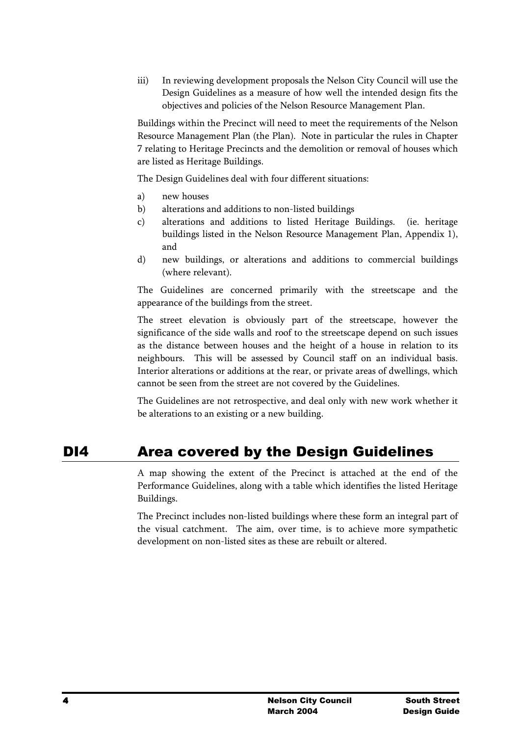iii) In reviewing development proposals the Nelson City Council will use the Design Guidelines as a measure of how well the intended design fits the objectives and policies of the Nelson Resource Management Plan.

Buildings within the Precinct will need to meet the requirements of the Nelson Resource Management Plan (the Plan). Note in particular the rules in Chapter 7 relating to Heritage Precincts and the demolition or removal of houses which are listed as Heritage Buildings.

The Design Guidelines deal with four different situations:

a) new houses
b) alterations and additions to non-listed buildings
c) alterations and additions to listed Heritage Buildings. (ie. heritage buildings listed in the Nelson Resource Management Plan, Appendix 1), and
d) new buildings, or alterations and additions to commercial buildings (where relevant).

The Guidelines are concerned primarily with the streetscape and the appearance of the buildings from the street.

The street elevation is obviously part of the streetscape, however the significance of the side walls and roof to the streetscape depend on such issues as the distance between houses and the height of a house in relation to its neighbours. This will be assessed by Council staff on an individual basis. Interior alterations or additions at the rear, or private areas of dwellings, which cannot be seen from the street are not covered by the Guidelines.

The Guidelines are not retrospective, and deal only with new work whether it be alterations to an existing or a new building.

## DI4 Area covered by the Design Guidelines

A map showing the extent of the Precinct is attached at the end of the Performance Guidelines, along with a table which identifies the listed Heritage Buildings.

The Precinct includes non-listed buildings where these form an integral part of the visual catchment. The aim, over time, is to achieve more sympathetic development on non-listed sites as these are rebuilt or altered.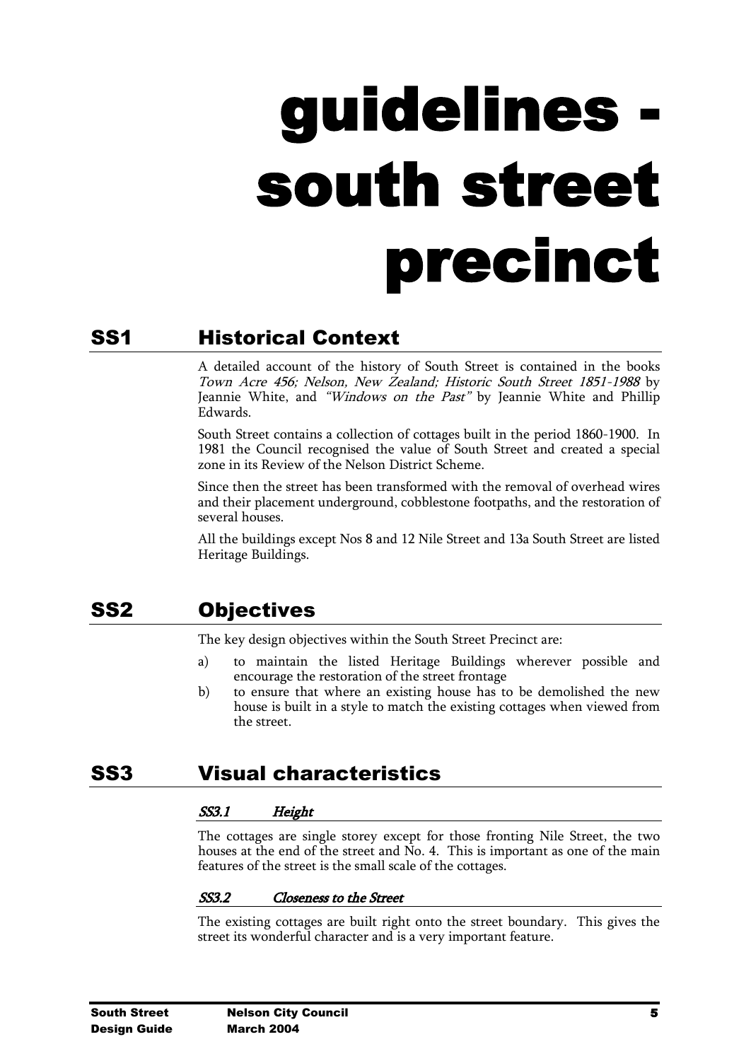# guidelines - south street precinct

## SS1 Historical Context

A detailed account of the history of South Street is contained in the books *Town Acre 456; Nelson, New Zealand; Historic South Street 1851-1988* by Jeannie White, and *"Windows on the Past"* by Jeannie White and Phillip Edwards.

South Street contains a collection of cottages built in the period 1860-1900. In 1981 the Council recognised the value of South Street and created a special zone in its Review of the Nelson District Scheme.

Since then the street has been transformed with the removal of overhead wires and their placement underground, cobblestone footpaths, and the restoration of several houses.

All the buildings except Nos 8 and 12 Nile Street and 13a South Street are listed Heritage Buildings.

## SS2 Objectives

The key design objectives within the South Street Precinct are:

a) to maintain the listed Heritage Buildings wherever possible and encourage the restoration of the street frontage
b) to ensure that where an existing house has to be demolished the new house is built in a style to match the existing cottages when viewed from the street.

## SS3 Visual characteristics

### *SS3.1 Height*

The cottages are single storey except for those fronting Nile Street, the two houses at the end of the street and No. 4. This is important as one of the main features of the street is the small scale of the cottages.

### *SS3.2 Closeness to the Street*

The existing cottages are built right onto the street boundary. This gives the street its wonderful character and is a very important feature.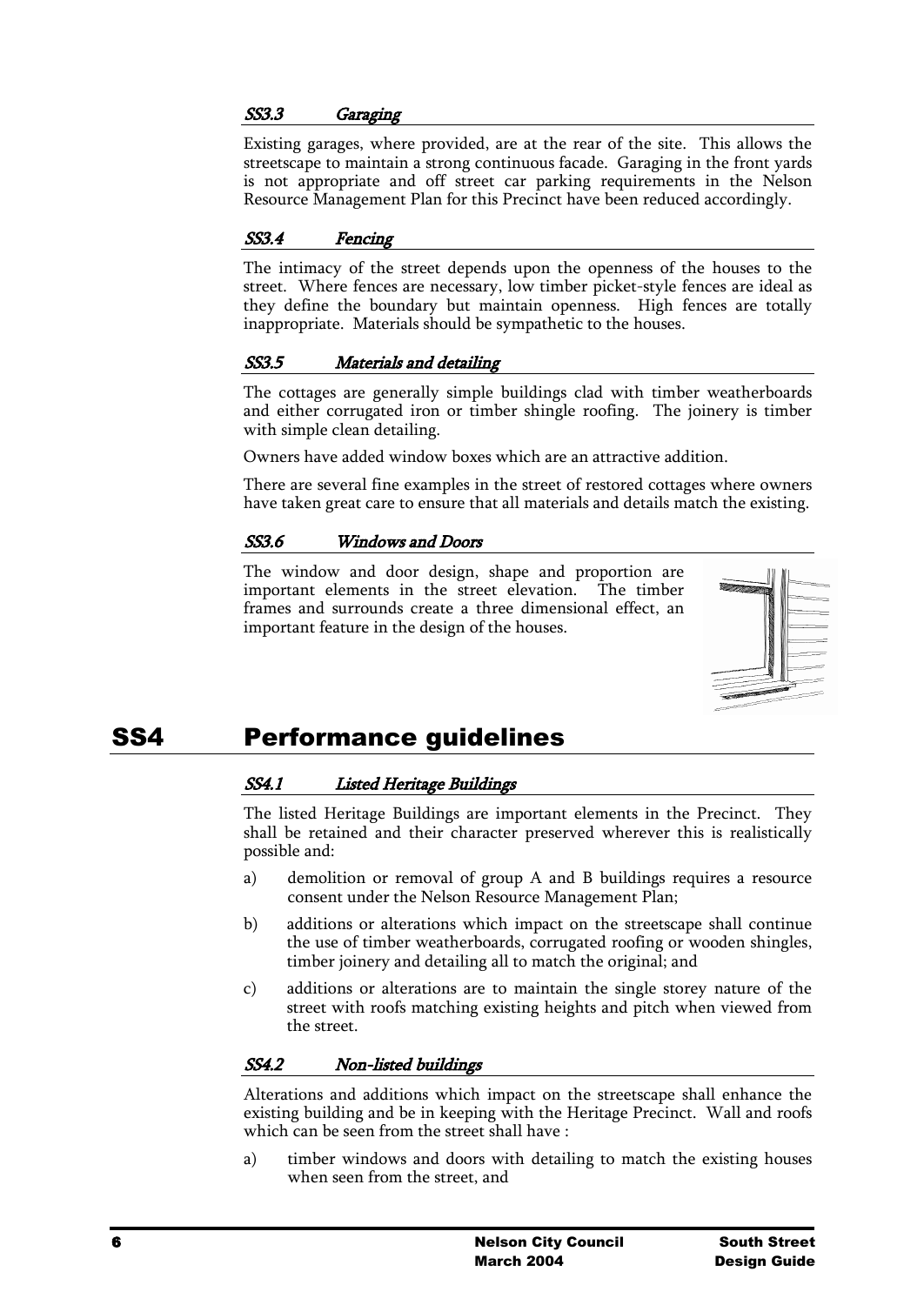### SS3.3 Garaging

Existing garages, where provided, are at the rear of the site. This allows the streetscape to maintain a strong continuous facade. Garaging in the front yards is not appropriate and off street car parking requirements in the Nelson Resource Management Plan for this Precinct have been reduced accordingly.

### SS3.4 Fencing

The intimacy of the street depends upon the openness of the houses to the street. Where fences are necessary, low timber picket-style fences are ideal as they define the boundary but maintain openness. High fences are totally inappropriate. Materials should be sympathetic to the houses.

### SS3.5 Materials and detailing

The cottages are generally simple buildings clad with timber weatherboards and either corrugated iron or timber shingle roofing. The joinery is timber with simple clean detailing.

Owners have added window boxes which are an attractive addition.

There are several fine examples in the street of restored cottages where owners have taken great care to ensure that all materials and details match the existing.

### SS3.6 Windows and Doors

The window and door design, shape and proportion are important elements in the street elevation. The timber frames and surrounds create a three dimensional effect, an important feature in the design of the houses.

## SS4 Performance guidelines

### SS4.1 Listed Heritage Buildings

The listed Heritage Buildings are important elements in the Precinct. They shall be retained and their character preserved wherever this is realistically possible and:

a) demolition or removal of group A and B buildings requires a resource consent under the Nelson Resource Management Plan;

b) additions or alterations which impact on the streetscape shall continue the use of timber weatherboards, corrugated roofing or wooden shingles, timber joinery and detailing all to match the original; and

c) additions or alterations are to maintain the single storey nature of the street with roofs matching existing heights and pitch when viewed from the street.

### SS4.2 Non-listed buildings

Alterations and additions which impact on the streetscape shall enhance the existing building and be in keeping with the Heritage Precinct. Wall and roofs which can be seen from the street shall have :

a) timber windows and doors with detailing to match the existing houses when seen from the street, and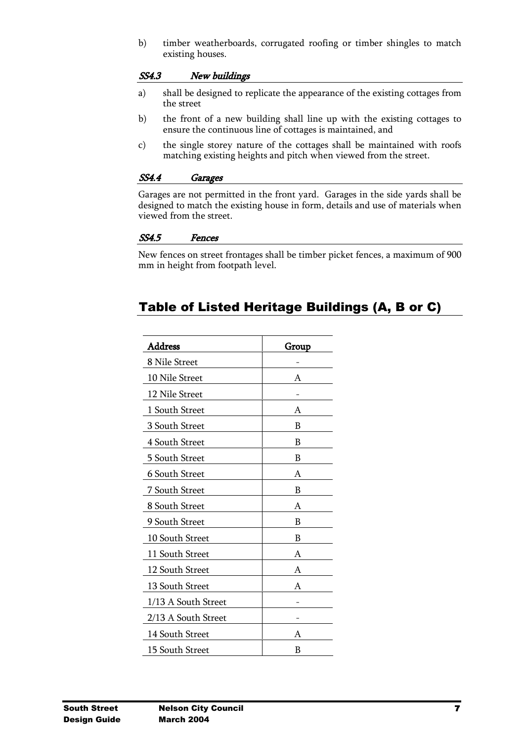b) timber weatherboards, corrugated roofing or timber shingles to match existing houses.

### *SS4.3 New buildings*

a) shall be designed to replicate the appearance of the existing cottages from the street

b) the front of a new building shall line up with the existing cottages to ensure the continuous line of cottages is maintained, and

c) the single storey nature of the cottages shall be maintained with roofs matching existing heights and pitch when viewed from the street.

### *SS4.4 Garages*

Garages are not permitted in the front yard. Garages in the side yards shall be designed to match the existing house in form, details and use of materials when viewed from the street.

### *SS4.5 Fences*

New fences on street frontages shall be timber picket fences, a maximum of 900 mm in height from footpath level.

## Table of Listed Heritage Buildings (A, B or C)

| Address | Group |
|---|---|
| 8 Nile Street | - |
| 10 Nile Street | A |
| 12 Nile Street | - |
| 1 South Street | A |
| 3 South Street | B |
| 4 South Street | B |
| 5 South Street | B |
| 6 South Street | A |
| 7 South Street | B |
| 8 South Street | A |
| 9 South Street | B |
| 10 South Street | B |
| 11 South Street | A |
| 12 South Street | A |
| 13 South Street | A |
| 1/13 A South Street | - |
| 2/13 A South Street | - |
| 14 South Street | A |
| 15 South Street | B |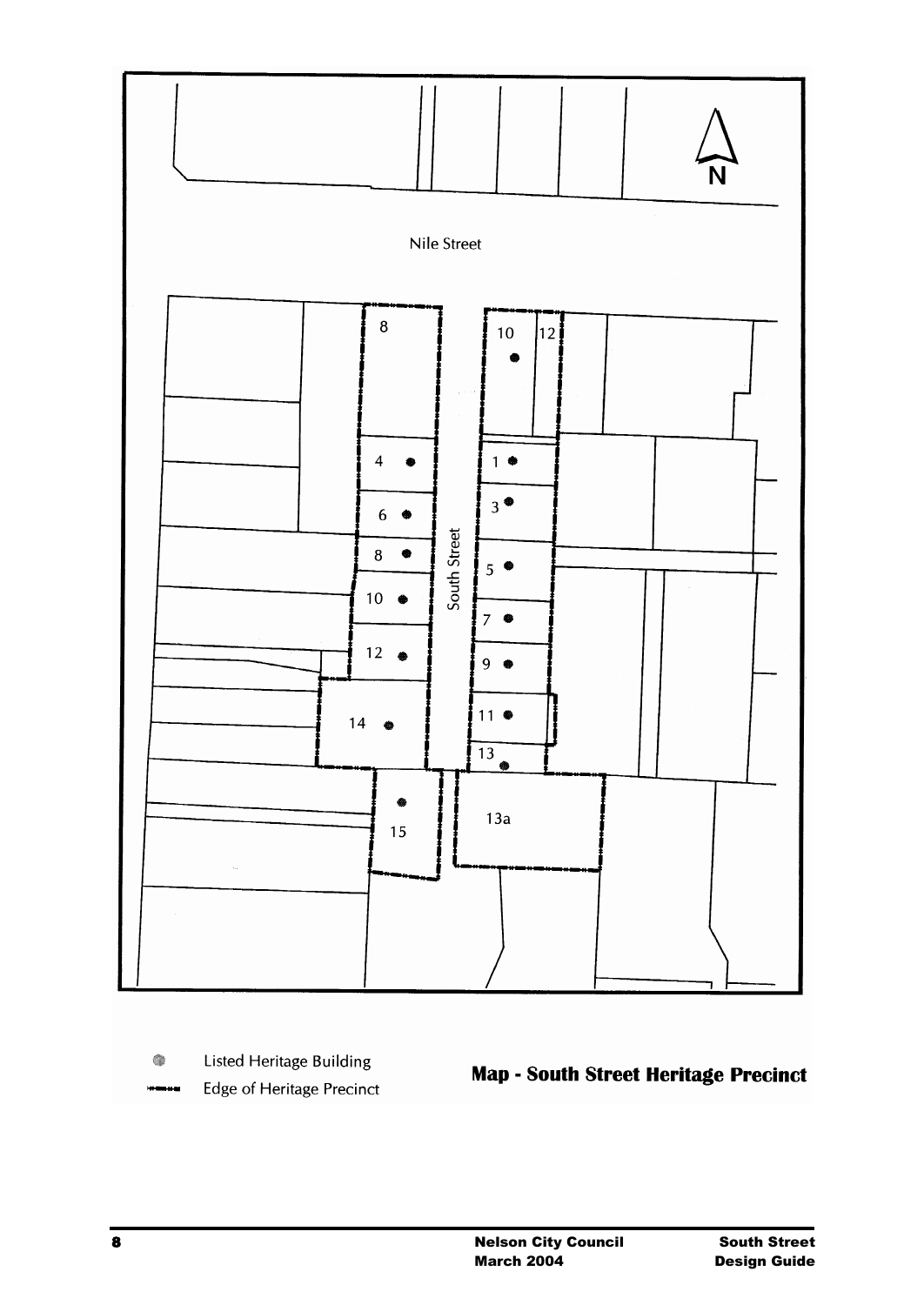Nile Street

South Street

8, 10, 12, 4, 1, 6, 3, 8, 5, 10, 7, 12, 9, 14, 11, 13, 15, 13a

N

Listed Heritage Building

Edge of Heritage Precinct

**Map - South Street Heritage Precinct**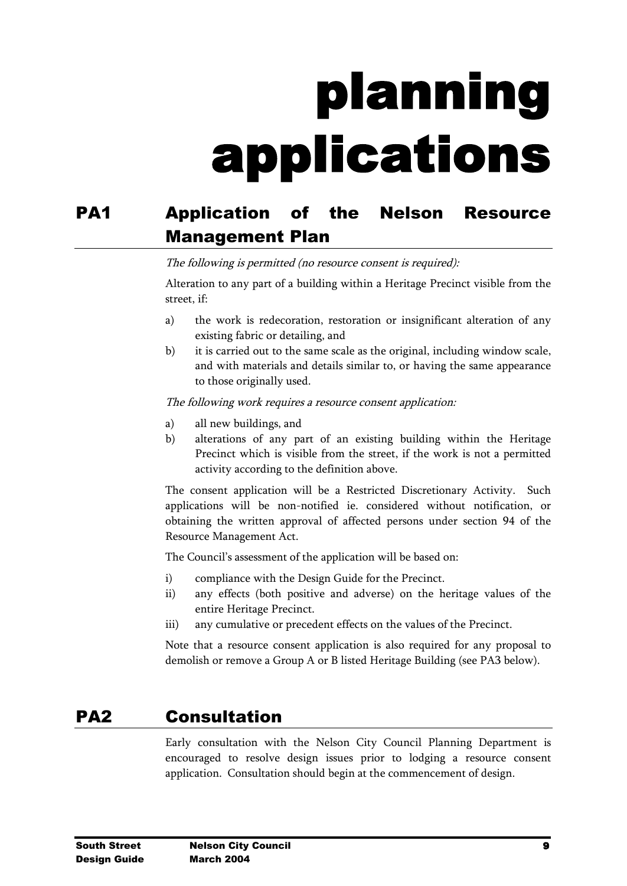# planning applications

## PA1 Application of the Nelson Resource Management Plan

*The following is permitted (no resource consent is required):*

Alteration to any part of a building within a Heritage Precinct visible from the street, if:

a) the work is redecoration, restoration or insignificant alteration of any existing fabric or detailing, and
b) it is carried out to the same scale as the original, including window scale, and with materials and details similar to, or having the same appearance to those originally used.

*The following work requires a resource consent application:*

a) all new buildings, and
b) alterations of any part of an existing building within the Heritage Precinct which is visible from the street, if the work is not a permitted activity according to the definition above.

The consent application will be a Restricted Discretionary Activity. Such applications will be non-notified ie. considered without notification, or obtaining the written approval of affected persons under section 94 of the Resource Management Act.

The Council's assessment of the application will be based on:

i) compliance with the Design Guide for the Precinct.
ii) any effects (both positive and adverse) on the heritage values of the entire Heritage Precinct.
iii) any cumulative or precedent effects on the values of the Precinct.

Note that a resource consent application is also required for any proposal to demolish or remove a Group A or B listed Heritage Building (see PA3 below).

## PA2 Consultation

Early consultation with the Nelson City Council Planning Department is encouraged to resolve design issues prior to lodging a resource consent application. Consultation should begin at the commencement of design.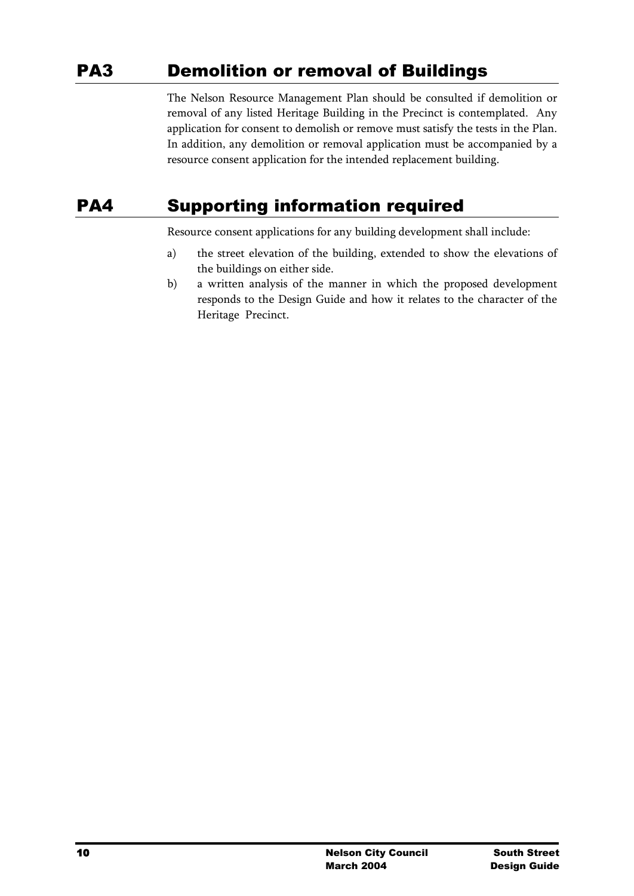## PA3 Demolition or removal of Buildings

The Nelson Resource Management Plan should be consulted if demolition or removal of any listed Heritage Building in the Precinct is contemplated. Any application for consent to demolish or remove must satisfy the tests in the Plan. In addition, any demolition or removal application must be accompanied by a resource consent application for the intended replacement building.

## PA4 Supporting information required

Resource consent applications for any building development shall include:

a) the street elevation of the building, extended to show the elevations of the buildings on either side.

b) a written analysis of the manner in which the proposed development responds to the Design Guide and how it relates to the character of the Heritage Precinct.